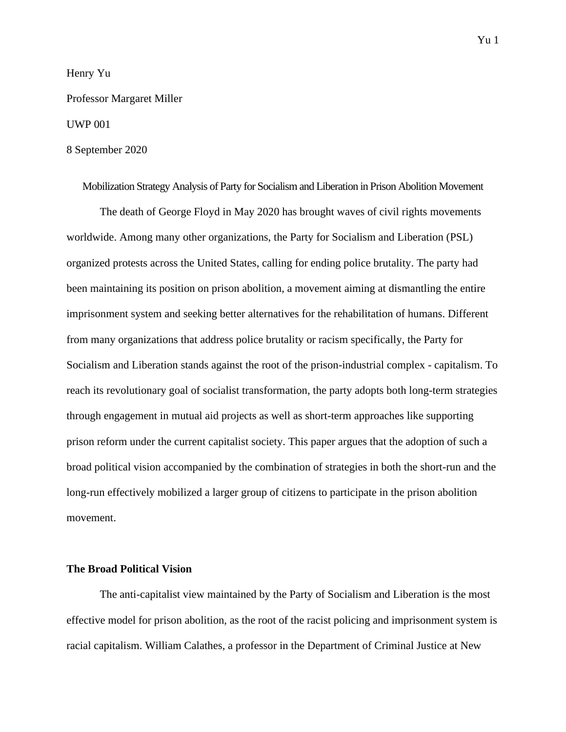Henry Yu

Professor Margaret Miller

UWP 001

8 September 2020

# Mobilization Strategy Analysis of Party for Socialism and Liberation in Prison Abolition Movement

The death of George Floyd in May 2020 has brought waves of civil rights movements worldwide. Among many other organizations, the Party for Socialism and Liberation (PSL) organized protests across the United States, calling for ending police brutality. The party had been maintaining its position on prison abolition, a movement aiming at dismantling the entire imprisonment system and seeking better alternatives for the rehabilitation of humans. Different from many organizations that address police brutality or racism specifically, the Party for Socialism and Liberation stands against the root of the prison-industrial complex - capitalism. To reach its revolutionary goal of socialist transformation, the party adopts both long-term strategies through engagement in mutual aid projects as well as short-term approaches like supporting prison reform under the current capitalist society. This paper argues that the adoption of such a broad political vision accompanied by the combination of strategies in both the short-run and the long-run effectively mobilized a larger group of citizens to participate in the prison abolition movement.

## The Broad Political Vision

The anti-capitalist view maintained by the Party of Socialism and Liberation is the most effective model for prison abolition, as the root of the racist policing and imprisonment system is racial capitalism. William Calathes, a professor in the Department of Criminal Justice at New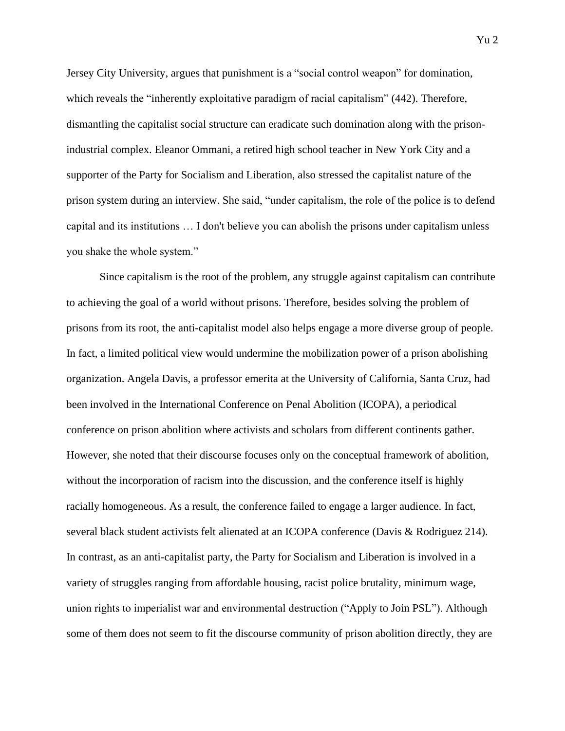Jersey City University, argues that punishment is a "social control weapon" for domination, which reveals the "inherently exploitative paradigm of racial capitalism" (442). Therefore, dismantling the capitalist social structure can eradicate such domination along with the prison-industrial complex. Eleanor Ommani, a retired high school teacher in New York City and a supporter of the Party for Socialism and Liberation, also stressed the capitalist nature of the prison system during an interview. She said, "under capitalism, the role of the police is to defend capital and its institutions … I don't believe you can abolish the prisons under capitalism unless you shake the whole system."

Since capitalism is the root of the problem, any struggle against capitalism can contribute to achieving the goal of a world without prisons. Therefore, besides solving the problem of prisons from its root, the anti-capitalist model also helps engage a more diverse group of people. In fact, a limited political view would undermine the mobilization power of a prison abolishing organization. Angela Davis, a professor emerita at the University of California, Santa Cruz, had been involved in the International Conference on Penal Abolition (ICOPA), a periodical conference on prison abolition where activists and scholars from different continents gather. However, she noted that their discourse focuses only on the conceptual framework of abolition, without the incorporation of racism into the discussion, and the conference itself is highly racially homogeneous. As a result, the conference failed to engage a larger audience. In fact, several black student activists felt alienated at an ICOPA conference (Davis & Rodriguez 214). In contrast, as an anti-capitalist party, the Party for Socialism and Liberation is involved in a variety of struggles ranging from affordable housing, racist police brutality, minimum wage, union rights to imperialist war and environmental destruction ("Apply to Join PSL"). Although some of them does not seem to fit the discourse community of prison abolition directly, they are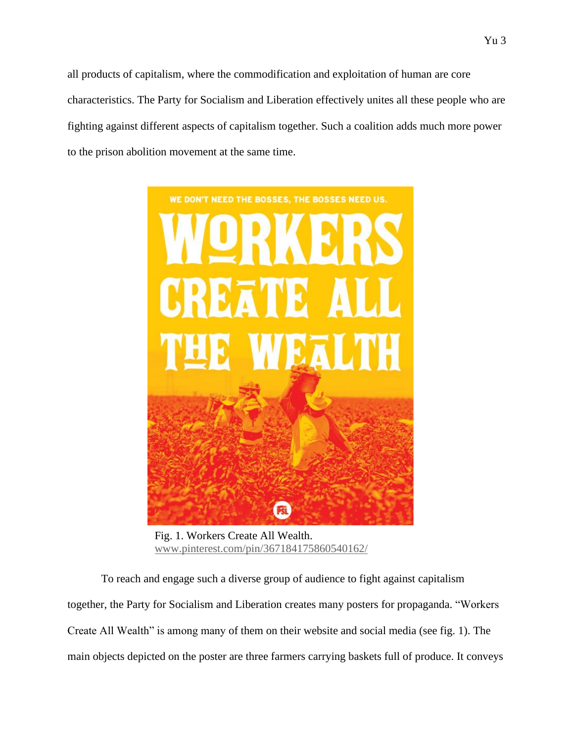all products of capitalism, where the commodification and exploitation of human are core characteristics. The Party for Socialism and Liberation effectively unites all these people who are fighting against different aspects of capitalism together. Such a coalition adds much more power to the prison abolition movement at the same time.

Fig. 1. Workers Create All Wealth. www.pinterest.com/pin/367184175860540162/

To reach and engage such a diverse group of audience to fight against capitalism together, the Party for Socialism and Liberation creates many posters for propaganda. "Workers Create All Wealth" is among many of them on their website and social media (see fig. 1). The main objects depicted on the poster are three farmers carrying baskets full of produce. It conveys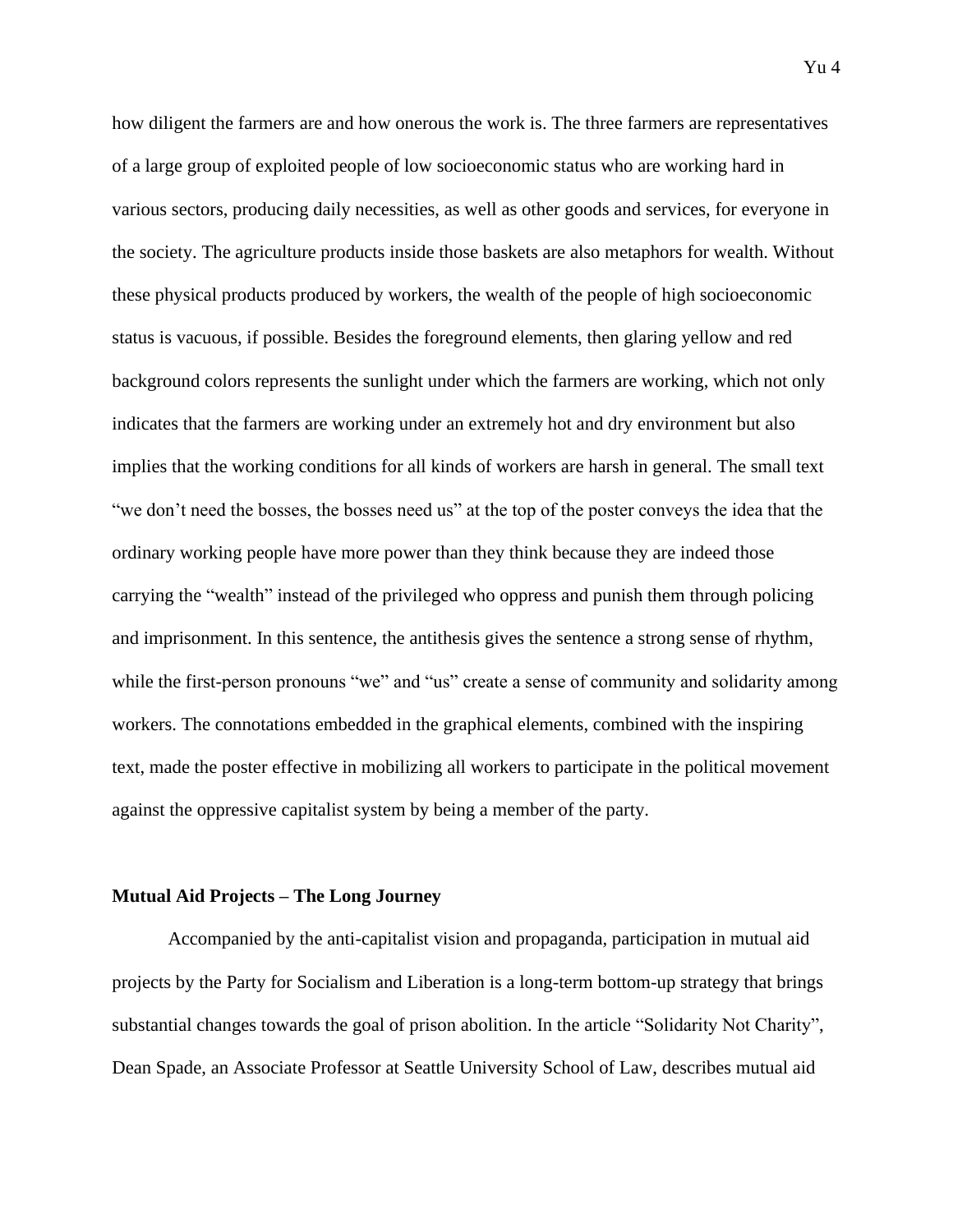how diligent the farmers are and how onerous the work is. The three farmers are representatives of a large group of exploited people of low socioeconomic status who are working hard in various sectors, producing daily necessities, as well as other goods and services, for everyone in the society. The agriculture products inside those baskets are also metaphors for wealth. Without these physical products produced by workers, the wealth of the people of high socioeconomic status is vacuous, if possible. Besides the foreground elements, then glaring yellow and red background colors represents the sunlight under which the farmers are working, which not only indicates that the farmers are working under an extremely hot and dry environment but also implies that the working conditions for all kinds of workers are harsh in general. The small text "we don't need the bosses, the bosses need us" at the top of the poster conveys the idea that the ordinary working people have more power than they think because they are indeed those carrying the "wealth" instead of the privileged who oppress and punish them through policing and imprisonment. In this sentence, the antithesis gives the sentence a strong sense of rhythm, while the first-person pronouns "we" and "us" create a sense of community and solidarity among workers. The connotations embedded in the graphical elements, combined with the inspiring text, made the poster effective in mobilizing all workers to participate in the political movement against the oppressive capitalist system by being a member of the party.

**Mutual Aid Projects – The Long Journey**

Accompanied by the anti-capitalist vision and propaganda, participation in mutual aid projects by the Party for Socialism and Liberation is a long-term bottom-up strategy that brings substantial changes towards the goal of prison abolition. In the article "Solidarity Not Charity", Dean Spade, an Associate Professor at Seattle University School of Law, describes mutual aid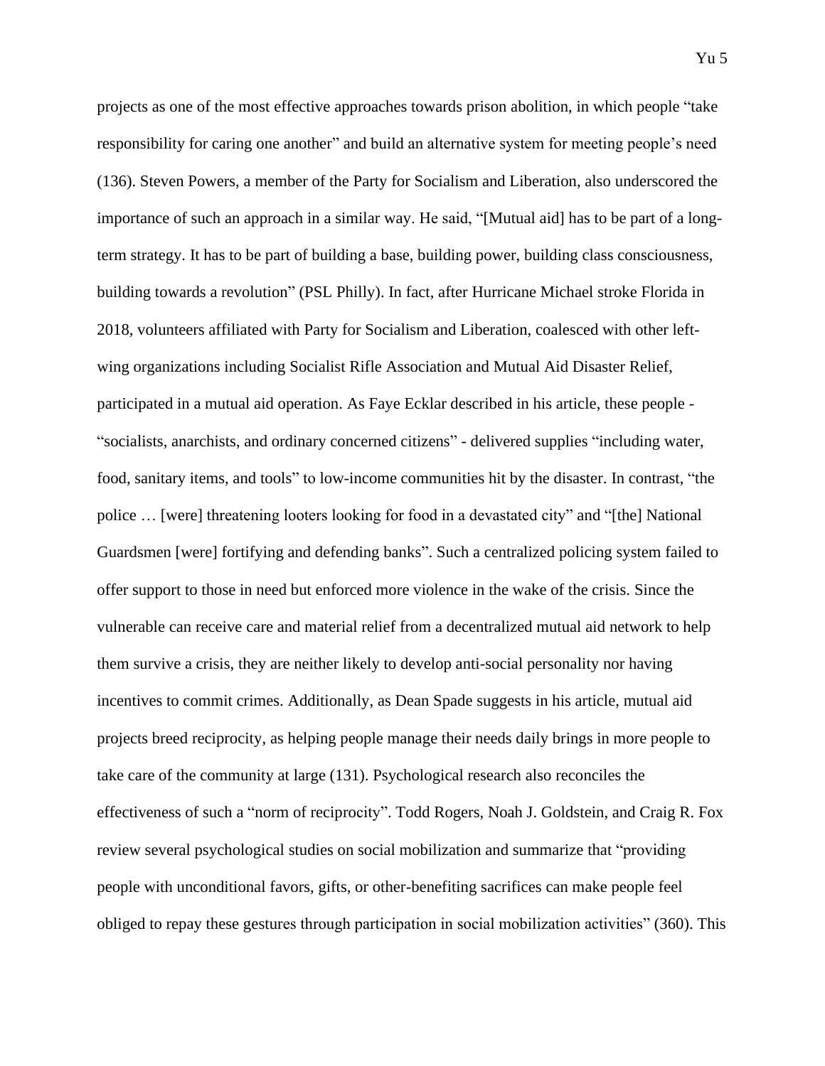projects as one of the most effective approaches towards prison abolition, in which people "take responsibility for caring one another" and build an alternative system for meeting people's need (136). Steven Powers, a member of the Party for Socialism and Liberation, also underscored the importance of such an approach in a similar way. He said, "[Mutual aid] has to be part of a long-term strategy. It has to be part of building a base, building power, building class consciousness, building towards a revolution" (PSL Philly). In fact, after Hurricane Michael stroke Florida in 2018, volunteers affiliated with Party for Socialism and Liberation, coalesced with other left-wing organizations including Socialist Rifle Association and Mutual Aid Disaster Relief, participated in a mutual aid operation. As Faye Ecklar described in his article, these people - "socialists, anarchists, and ordinary concerned citizens" - delivered supplies "including water, food, sanitary items, and tools" to low-income communities hit by the disaster. In contrast, "the police … [were] threatening looters looking for food in a devastated city" and "[the] National Guardsmen [were] fortifying and defending banks". Such a centralized policing system failed to offer support to those in need but enforced more violence in the wake of the crisis. Since the vulnerable can receive care and material relief from a decentralized mutual aid network to help them survive a crisis, they are neither likely to develop anti-social personality nor having incentives to commit crimes. Additionally, as Dean Spade suggests in his article, mutual aid projects breed reciprocity, as helping people manage their needs daily brings in more people to take care of the community at large (131). Psychological research also reconciles the effectiveness of such a "norm of reciprocity". Todd Rogers, Noah J. Goldstein, and Craig R. Fox review several psychological studies on social mobilization and summarize that "providing people with unconditional favors, gifts, or other-benefiting sacrifices can make people feel obliged to repay these gestures through participation in social mobilization activities" (360). This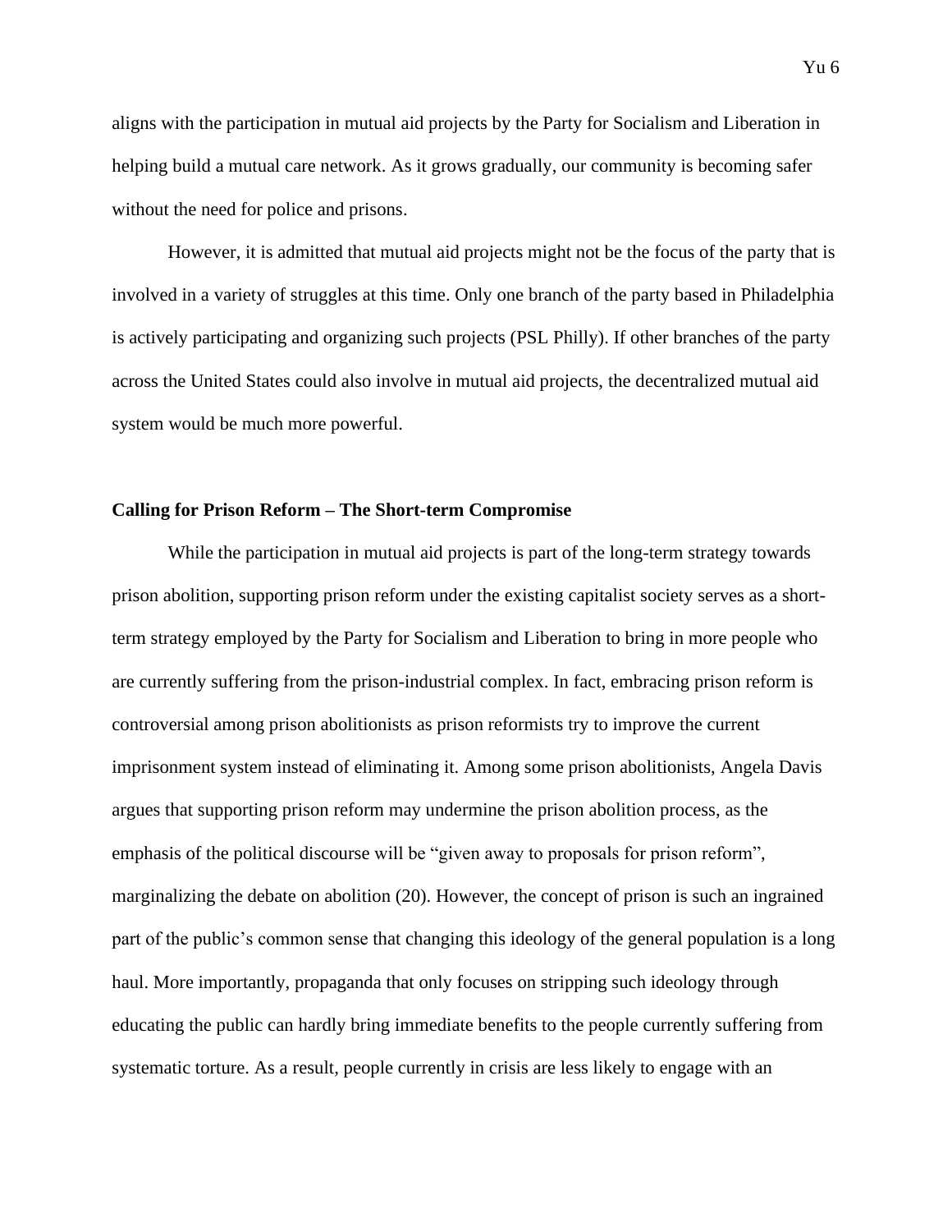aligns with the participation in mutual aid projects by the Party for Socialism and Liberation in helping build a mutual care network. As it grows gradually, our community is becoming safer without the need for police and prisons.

However, it is admitted that mutual aid projects might not be the focus of the party that is involved in a variety of struggles at this time. Only one branch of the party based in Philadelphia is actively participating and organizing such projects (PSL Philly). If other branches of the party across the United States could also involve in mutual aid projects, the decentralized mutual aid system would be much more powerful.

**Calling for Prison Reform – The Short-term Compromise**

While the participation in mutual aid projects is part of the long-term strategy towards prison abolition, supporting prison reform under the existing capitalist society serves as a short-term strategy employed by the Party for Socialism and Liberation to bring in more people who are currently suffering from the prison-industrial complex. In fact, embracing prison reform is controversial among prison abolitionists as prison reformists try to improve the current imprisonment system instead of eliminating it. Among some prison abolitionists, Angela Davis argues that supporting prison reform may undermine the prison abolition process, as the emphasis of the political discourse will be "given away to proposals for prison reform", marginalizing the debate on abolition (20). However, the concept of prison is such an ingrained part of the public's common sense that changing this ideology of the general population is a long haul. More importantly, propaganda that only focuses on stripping such ideology through educating the public can hardly bring immediate benefits to the people currently suffering from systematic torture. As a result, people currently in crisis are less likely to engage with an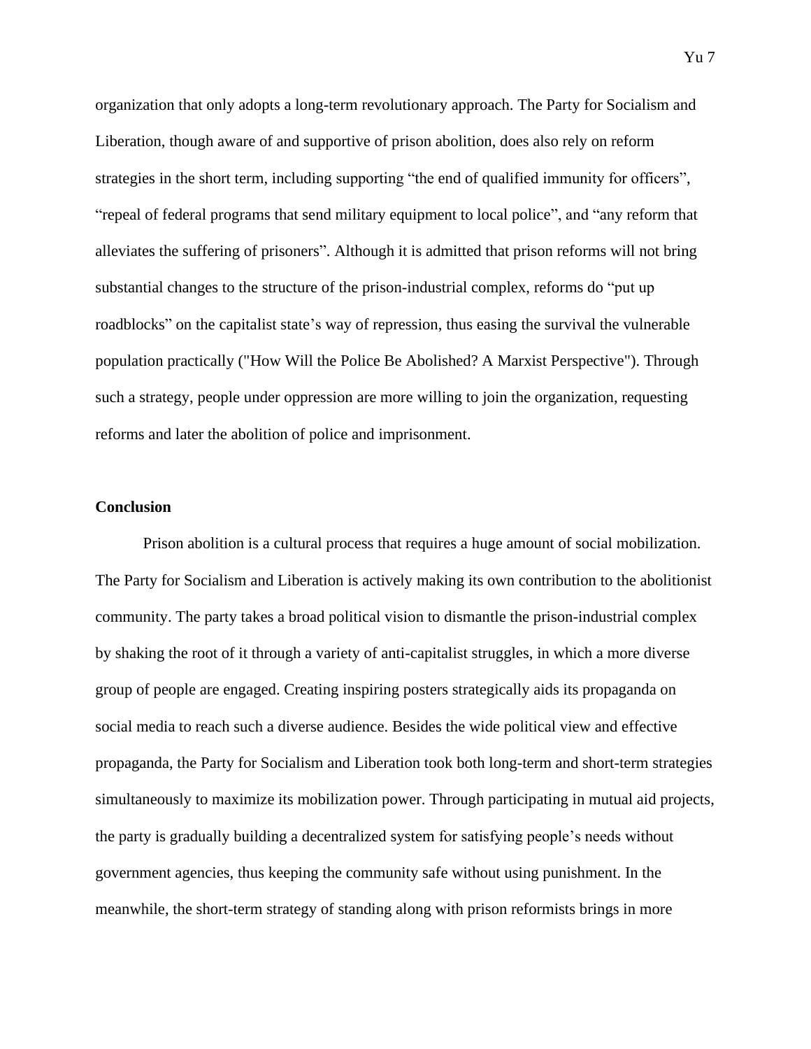organization that only adopts a long-term revolutionary approach. The Party for Socialism and Liberation, though aware of and supportive of prison abolition, does also rely on reform strategies in the short term, including supporting "the end of qualified immunity for officers", "repeal of federal programs that send military equipment to local police", and "any reform that alleviates the suffering of prisoners". Although it is admitted that prison reforms will not bring substantial changes to the structure of the prison-industrial complex, reforms do "put up roadblocks" on the capitalist state's way of repression, thus easing the survival the vulnerable population practically ("How Will the Police Be Abolished? A Marxist Perspective"). Through such a strategy, people under oppression are more willing to join the organization, requesting reforms and later the abolition of police and imprisonment.

**Conclusion**

Prison abolition is a cultural process that requires a huge amount of social mobilization. The Party for Socialism and Liberation is actively making its own contribution to the abolitionist community. The party takes a broad political vision to dismantle the prison-industrial complex by shaking the root of it through a variety of anti-capitalist struggles, in which a more diverse group of people are engaged. Creating inspiring posters strategically aids its propaganda on social media to reach such a diverse audience. Besides the wide political view and effective propaganda, the Party for Socialism and Liberation took both long-term and short-term strategies simultaneously to maximize its mobilization power. Through participating in mutual aid projects, the party is gradually building a decentralized system for satisfying people's needs without government agencies, thus keeping the community safe without using punishment. In the meanwhile, the short-term strategy of standing along with prison reformists brings in more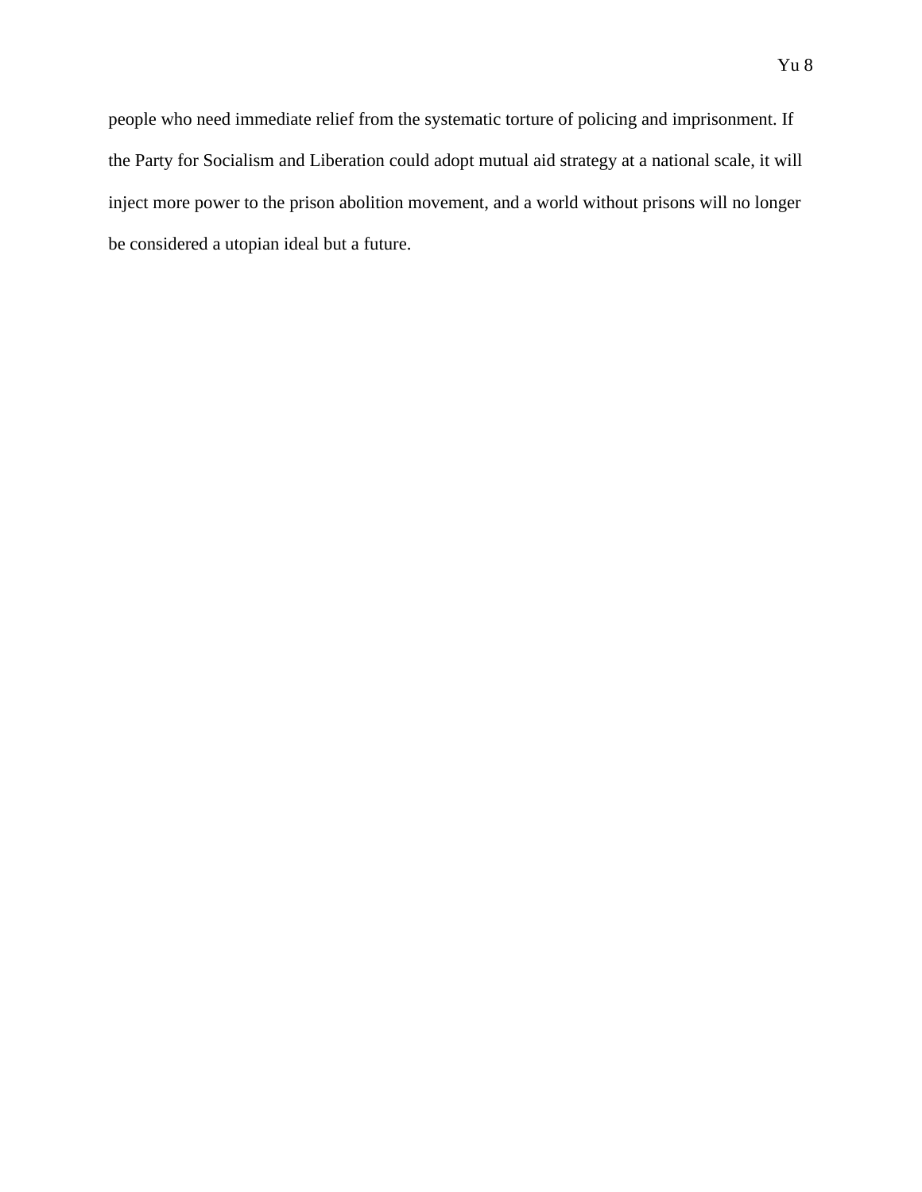people who need immediate relief from the systematic torture of policing and imprisonment. If the Party for Socialism and Liberation could adopt mutual aid strategy at a national scale, it will inject more power to the prison abolition movement, and a world without prisons will no longer be considered a utopian ideal but a future.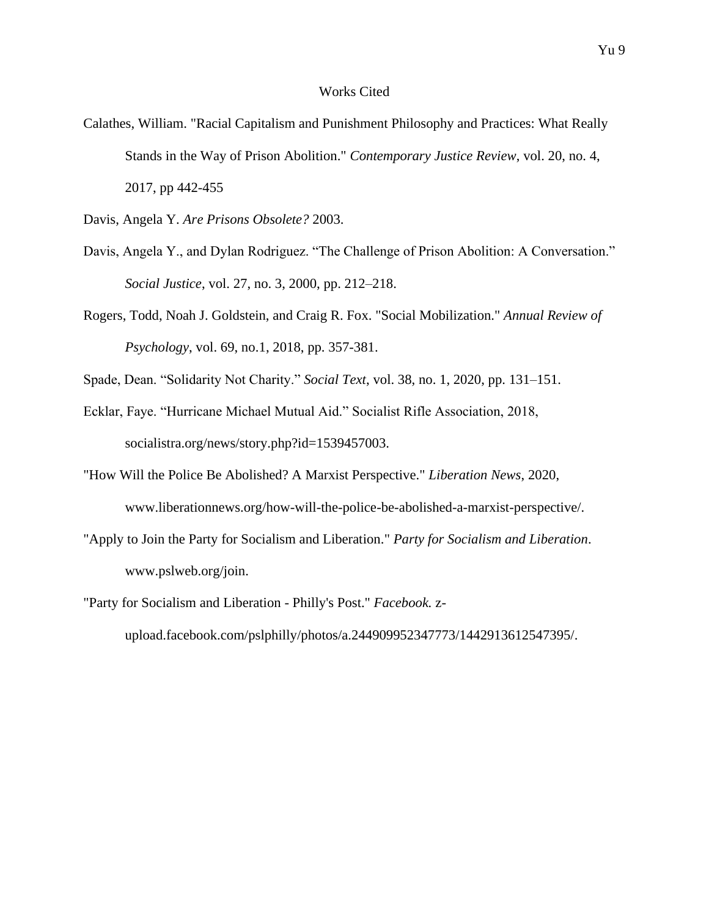# Works Cited

Calathes, William. "Racial Capitalism and Punishment Philosophy and Practices: What Really Stands in the Way of Prison Abolition." *Contemporary Justice Review*, vol. 20, no. 4, 2017, pp 442-455

Davis, Angela Y. *Are Prisons Obsolete?* 2003.

Davis, Angela Y., and Dylan Rodriguez. "The Challenge of Prison Abolition: A Conversation." *Social Justice*, vol. 27, no. 3, 2000, pp. 212–218.

Rogers, Todd, Noah J. Goldstein, and Craig R. Fox. "Social Mobilization." *Annual Review of Psychology*, vol. 69, no.1, 2018, pp. 357-381.

Spade, Dean. "Solidarity Not Charity." *Social Text*, vol. 38, no. 1, 2020, pp. 131–151.

Ecklar, Faye. "Hurricane Michael Mutual Aid." Socialist Rifle Association, 2018, socialistra.org/news/story.php?id=1539457003.

"How Will the Police Be Abolished? A Marxist Perspective." *Liberation News*, 2020, www.liberationnews.org/how-will-the-police-be-abolished-a-marxist-perspective/.

"Apply to Join the Party for Socialism and Liberation." *Party for Socialism and Liberation*. www.pslweb.org/join.

"Party for Socialism and Liberation - Philly's Post." *Facebook.* z-upload.facebook.com/pslphilly/photos/a.244909952347773/1442913612547395/.